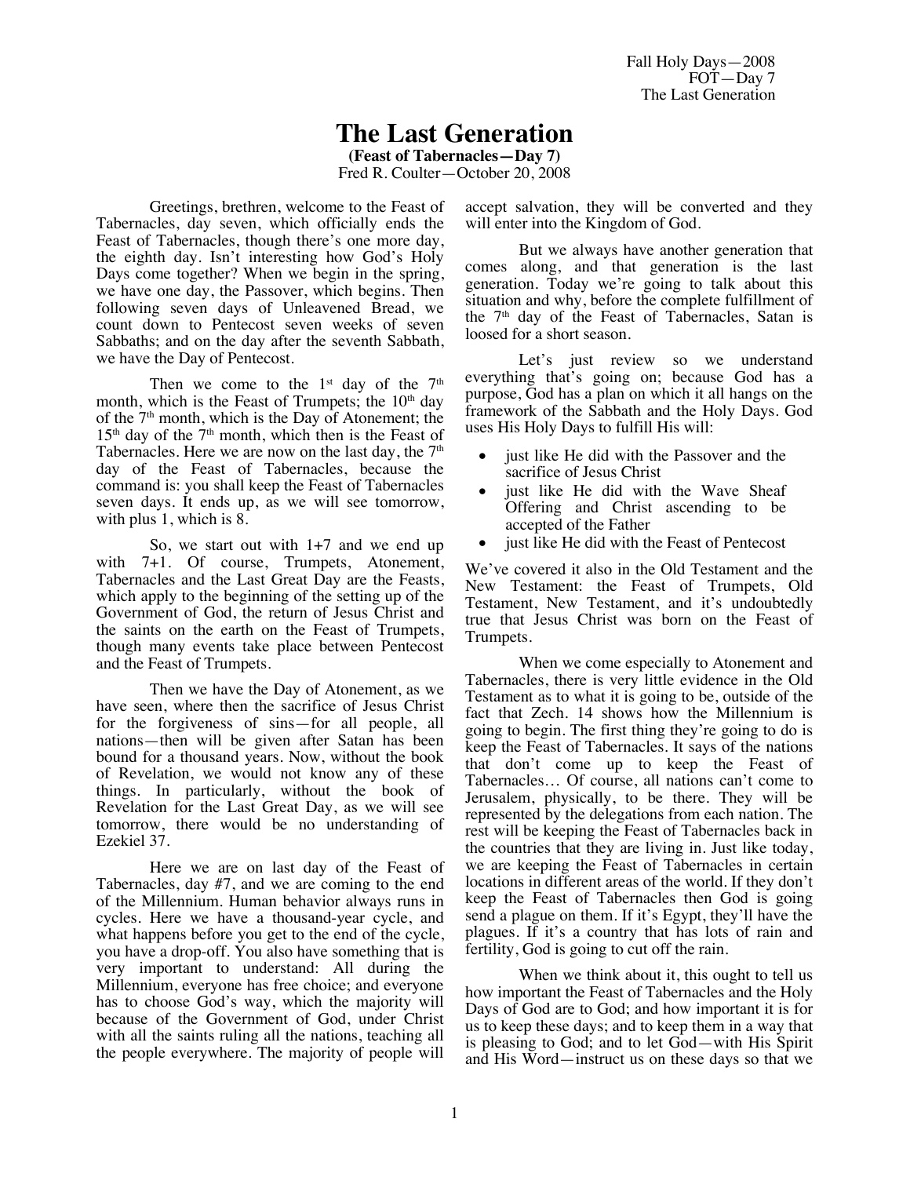# The Last Generation

**(Feast of Tabernacles—Day 7)**
Fred R. Coulter—October 20, 2008

Greetings, brethren, welcome to the Feast of Tabernacles, day seven, which officially ends the Feast of Tabernacles, though there's one more day, the eighth day. Isn't interesting how God's Holy Days come together? When we begin in the spring, we have one day, the Passover, which begins. Then following seven days of Unleavened Bread, we count down to Pentecost seven weeks of seven Sabbaths; and on the day after the seventh Sabbath, we have the Day of Pentecost.

Then we come to the 1st day of the 7th month, which is the Feast of Trumpets; the 10th day of the 7th month, which is the Day of Atonement; the 15th day of the 7th month, which then is the Feast of Tabernacles. Here we are now on the last day, the 7th day of the Feast of Tabernacles, because the command is: you shall keep the Feast of Tabernacles seven days. It ends up, as we will see tomorrow, with plus 1, which is 8.

So, we start out with 1+7 and we end up with 7+1. Of course, Trumpets, Atonement, Tabernacles and the Last Great Day are the Feasts, which apply to the beginning of the setting up of the Government of God, the return of Jesus Christ and the saints on the earth on the Feast of Trumpets, though many events take place between Pentecost and the Feast of Trumpets.

Then we have the Day of Atonement, as we have seen, where then the sacrifice of Jesus Christ for the forgiveness of sins—for all people, all nations—then will be given after Satan has been bound for a thousand years. Now, without the book of Revelation, we would not know any of these things. In particularly, without the book of Revelation for the Last Great Day, as we will see tomorrow, there would be no understanding of Ezekiel 37.

Here we are on last day of the Feast of Tabernacles, day #7, and we are coming to the end of the Millennium. Human behavior always runs in cycles. Here we have a thousand-year cycle, and what happens before you get to the end of the cycle, you have a drop-off. You also have something that is very important to understand: All during the Millennium, everyone has free choice; and everyone has to choose God's way, which the majority will because of the Government of God, under Christ with all the saints ruling all the nations, teaching all the people everywhere. The majority of people will accept salvation, they will be converted and they will enter into the Kingdom of God.

But we always have another generation that comes along, and that generation is the last generation. Today we're going to talk about this situation and why, before the complete fulfillment of the 7th day of the Feast of Tabernacles, Satan is loosed for a short season.

Let's just review so we understand everything that's going on; because God has a purpose, God has a plan on which it all hangs on the framework of the Sabbath and the Holy Days. God uses His Holy Days to fulfill His will:

- just like He did with the Passover and the sacrifice of Jesus Christ
- just like He did with the Wave Sheaf Offering and Christ ascending to be accepted of the Father
- just like He did with the Feast of Pentecost

We've covered it also in the Old Testament and the New Testament: the Feast of Trumpets, Old Testament, New Testament, and it's undoubtedly true that Jesus Christ was born on the Feast of Trumpets.

When we come especially to Atonement and Tabernacles, there is very little evidence in the Old Testament as to what it is going to be, outside of the fact that Zech. 14 shows how the Millennium is going to begin. The first thing they're going to do is keep the Feast of Tabernacles. It says of the nations that don't come up to keep the Feast of Tabernacles… Of course, all nations can't come to Jerusalem, physically, to be there. They will be represented by the delegations from each nation. The rest will be keeping the Feast of Tabernacles back in the countries that they are living in. Just like today, we are keeping the Feast of Tabernacles in certain locations in different areas of the world. If they don't keep the Feast of Tabernacles then God is going send a plague on them. If it's Egypt, they'll have the plagues. If it's a country that has lots of rain and fertility, God is going to cut off the rain.

When we think about it, this ought to tell us how important the Feast of Tabernacles and the Holy Days of God are to God; and how important it is for us to keep these days; and to keep them in a way that is pleasing to God; and to let God—with His Spirit and His Word—instruct us on these days so that we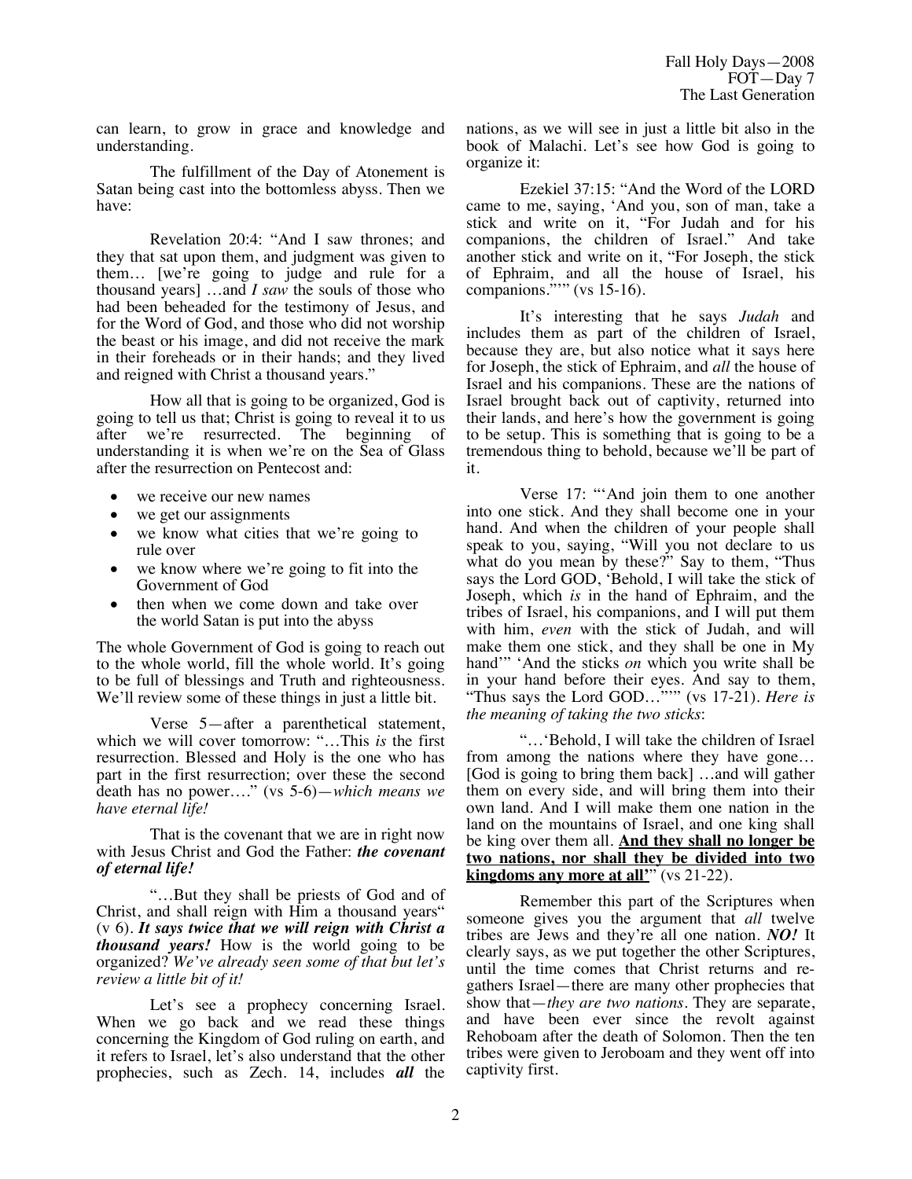can learn, to grow in grace and knowledge and understanding.

The fulfillment of the Day of Atonement is Satan being cast into the bottomless abyss. Then we have:

Revelation 20:4: "And I saw thrones; and they that sat upon them, and judgment was given to them… [we're going to judge and rule for a thousand years] …and *I saw* the souls of those who had been beheaded for the testimony of Jesus, and for the Word of God, and those who did not worship the beast or his image, and did not receive the mark in their foreheads or in their hands; and they lived and reigned with Christ a thousand years."

How all that is going to be organized, God is going to tell us that; Christ is going to reveal it to us after we're resurrected. The beginning of understanding it is when we're on the Sea of Glass after the resurrection on Pentecost and:

- we receive our new names
- we get our assignments
- we know what cities that we're going to rule over
- we know where we're going to fit into the Government of God
- then when we come down and take over the world Satan is put into the abyss

The whole Government of God is going to reach out to the whole world, fill the whole world. It's going to be full of blessings and Truth and righteousness. We'll review some of these things in just a little bit.

Verse 5—after a parenthetical statement, which we will cover tomorrow: "…This *is* the first resurrection. Blessed and Holy is the one who has part in the first resurrection; over these the second death has no power…." (vs 5-6)—*which means we have eternal life!*

That is the covenant that we are in right now with Jesus Christ and God the Father: ***the covenant of eternal life!***

"…But they shall be priests of God and of Christ, and shall reign with Him a thousand years" (v 6). ***It says twice that we will reign with Christ a thousand years!*** How is the world going to be organized? *We've already seen some of that but let's review a little bit of it!*

Let's see a prophecy concerning Israel. When we go back and we read these things concerning the Kingdom of God ruling on earth, and it refers to Israel, let's also understand that the other prophecies, such as Zech. 14, includes ***all*** the nations, as we will see in just a little bit also in the book of Malachi. Let's see how God is going to organize it:

Ezekiel 37:15: "And the Word of the LORD came to me, saying, 'And you, son of man, take a stick and write on it, "For Judah and for his companions, the children of Israel." And take another stick and write on it, "For Joseph, the stick of Ephraim, and all the house of Israel, his companions."'" (vs 15-16).

It's interesting that he says *Judah* and includes them as part of the children of Israel, because they are, but also notice what it says here for Joseph, the stick of Ephraim, and *all* the house of Israel and his companions. These are the nations of Israel brought back out of captivity, returned into their lands, and here's how the government is going to be setup. This is something that is going to be a tremendous thing to behold, because we'll be part of it.

Verse 17: "'And join them to one another into one stick. And they shall become one in your hand. And when the children of your people shall speak to you, saying, "Will you not declare to us what do you mean by these?" Say to them, "Thus says the Lord GOD, 'Behold, I will take the stick of Joseph, which *is* in the hand of Ephraim, and the tribes of Israel, his companions, and I will put them with him, *even* with the stick of Judah, and will make them one stick, and they shall be one in My hand'" 'And the sticks *on* which you write shall be in your hand before their eyes. And say to them, "Thus says the Lord GOD…"'" (vs 17-21). *Here is the meaning of taking the two sticks*:

"…'Behold, I will take the children of Israel from among the nations where they have gone… [God is going to bring them back] …and will gather them on every side, and will bring them into their own land. And I will make them one nation in the land on the mountains of Israel, and one king shall be king over them all. **And they shall no longer be two nations, nor shall they be divided into two kingdoms any more at all'**" (vs 21-22).

Remember this part of the Scriptures when someone gives you the argument that *all* twelve tribes are Jews and they're all one nation. ***NO!*** It clearly says, as we put together the other Scriptures, until the time comes that Christ returns and re-gathers Israel—there are many other prophecies that show that—*they are two nations*. They are separate, and have been ever since the revolt against Rehoboam after the death of Solomon. Then the ten tribes were given to Jeroboam and they went off into captivity first.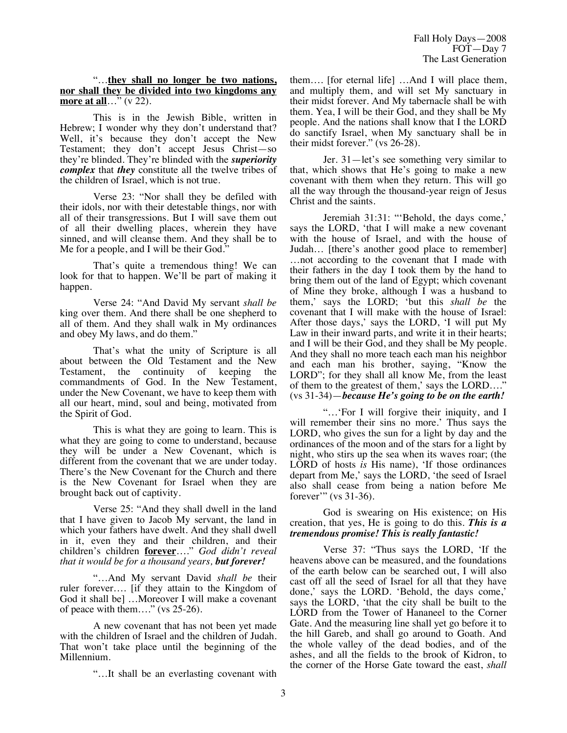"…**<u>they shall no longer be two nations, nor shall they be divided into two kingdoms any more at all</u>**…" (v 22).

This is in the Jewish Bible, written in Hebrew; I wonder why they don't understand that? Well, it's because they don't accept the New Testament; they don't accept Jesus Christ—so they're blinded. They're blinded with the ***superiority complex*** that ***they*** constitute all the twelve tribes of the children of Israel, which is not true.

Verse 23: "Nor shall they be defiled with their idols, nor with their detestable things, nor with all of their transgressions. But I will save them out of all their dwelling places, wherein they have sinned, and will cleanse them. And they shall be to Me for a people, and I will be their God."

That's quite a tremendous thing! We can look for that to happen. We'll be part of making it happen.

Verse 24: "And David My servant *shall be* king over them. And there shall be one shepherd to all of them. And they shall walk in My ordinances and obey My laws, and do them."

That's what the unity of Scripture is all about between the Old Testament and the New Testament, the continuity of keeping the commandments of God. In the New Testament, under the New Covenant, we have to keep them with all our heart, mind, soul and being, motivated from the Spirit of God.

This is what they are going to learn. This is what they are going to come to understand, because they will be under a New Covenant, which is different from the covenant that we are under today. There's the New Covenant for the Church and there is the New Covenant for Israel when they are brought back out of captivity.

Verse 25: "And they shall dwell in the land that I have given to Jacob My servant, the land in which your fathers have dwelt. And they shall dwell in it, even they and their children, and their children's children **<u>forever</u>**…." *God didn't reveal that it would be for a thousand years, **but forever!***

"…And My servant David *shall be* their ruler forever…. [if they attain to the Kingdom of God it shall be] …Moreover I will make a covenant of peace with them…." (vs 25-26).

A new covenant that has not been yet made with the children of Israel and the children of Judah. That won't take place until the beginning of the Millennium.

"…It shall be an everlasting covenant with them…. [for eternal life] …And I will place them, and multiply them, and will set My sanctuary in their midst forever. And My tabernacle shall be with them. Yea, I will be their God, and they shall be My people. And the nations shall know that I the LORD do sanctify Israel, when My sanctuary shall be in their midst forever." (vs 26-28).

Jer. 31—let's see something very similar to that, which shows that He's going to make a new covenant with them when they return. This will go all the way through the thousand-year reign of Jesus Christ and the saints.

Jeremiah 31:31: "'Behold, the days come,' says the LORD, 'that I will make a new covenant with the house of Israel, and with the house of Judah… [there's another good place to remember] …not according to the covenant that I made with their fathers in the day I took them by the hand to bring them out of the land of Egypt; which covenant of Mine they broke, although I was a husband to them,' says the LORD; 'but this *shall be* the covenant that I will make with the house of Israel: After those days,' says the LORD, 'I will put My Law in their inward parts, and write it in their hearts; and I will be their God, and they shall be My people. And they shall no more teach each man his neighbor and each man his brother, saying, "Know the LORD"; for they shall all know Me, from the least of them to the greatest of them,' says the LORD…." (vs 31-34)—***because He's going to be on the earth!***

"…'For I will forgive their iniquity, and I will remember their sins no more.' Thus says the LORD, who gives the sun for a light by day and the ordinances of the moon and of the stars for a light by night, who stirs up the sea when its waves roar; (the LORD of hosts *is* His name), 'If those ordinances depart from Me,' says the LORD, 'the seed of Israel also shall cease from being a nation before Me forever'" (vs 31-36).

God is swearing on His existence; on His creation, that yes, He is going to do this. ***This is a tremendous promise! This is really fantastic!***

Verse 37: "Thus says the LORD, 'If the heavens above can be measured, and the foundations of the earth below can be searched out, I will also cast off all the seed of Israel for all that they have done,' says the LORD. 'Behold, the days come,' says the LORD, 'that the city shall be built to the LORD from the Tower of Hananeel to the Corner Gate. And the measuring line shall yet go before it to the hill Gareb, and shall go around to Goath. And the whole valley of the dead bodies, and of the ashes, and all the fields to the brook of Kidron, to the corner of the Horse Gate toward the east, *shall*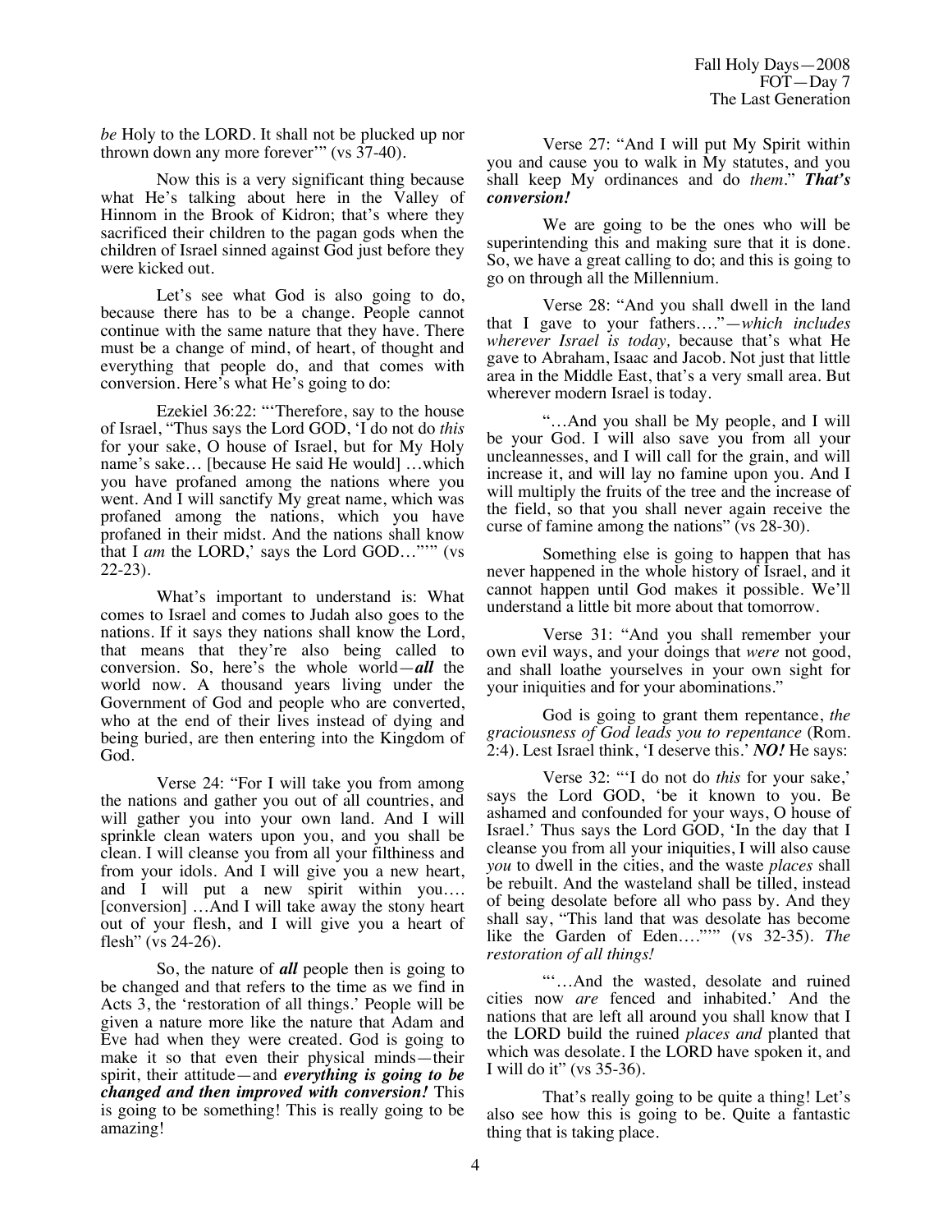*be* Holy to the LORD. It shall not be plucked up nor thrown down any more forever'" (vs 37-40).

Now this is a very significant thing because what He's talking about here in the Valley of Hinnom in the Brook of Kidron; that's where they sacrificed their children to the pagan gods when the children of Israel sinned against God just before they were kicked out.

Let's see what God is also going to do, because there has to be a change. People cannot continue with the same nature that they have. There must be a change of mind, of heart, of thought and everything that people do, and that comes with conversion. Here's what He's going to do:

Ezekiel 36:22: "'Therefore, say to the house of Israel, "Thus says the Lord GOD, 'I do not do *this* for your sake, O house of Israel, but for My Holy name's sake… [because He said He would] …which you have profaned among the nations where you went. And I will sanctify My great name, which was profaned among the nations, which you have profaned in their midst. And the nations shall know that I *am* the LORD,' says the Lord GOD…"'" (vs 22-23).

What's important to understand is: What comes to Israel and comes to Judah also goes to the nations. If it says they nations shall know the Lord, that means that they're also being called to conversion. So, here's the whole world—***all*** the world now. A thousand years living under the Government of God and people who are converted, who at the end of their lives instead of dying and being buried, are then entering into the Kingdom of God.

Verse 24: "For I will take you from among the nations and gather you out of all countries, and will gather you into your own land. And I will sprinkle clean waters upon you, and you shall be clean. I will cleanse you from all your filthiness and from your idols. And I will give you a new heart, and I will put a new spirit within you…. [conversion] …And I will take away the stony heart out of your flesh, and I will give you a heart of flesh" (vs 24-26).

So, the nature of ***all*** people then is going to be changed and that refers to the time as we find in Acts 3, the 'restoration of all things.' People will be given a nature more like the nature that Adam and Eve had when they were created. God is going to make it so that even their physical minds—their spirit, their attitude—and ***everything is going to be changed and then improved with conversion!*** This is going to be something! This is really going to be amazing!

Verse 27: "And I will put My Spirit within you and cause you to walk in My statutes, and you shall keep My ordinances and do *them*." ***That's conversion!***

We are going to be the ones who will be superintending this and making sure that it is done. So, we have a great calling to do; and this is going to go on through all the Millennium.

Verse 28: "And you shall dwell in the land that I gave to your fathers…."—*which includes wherever Israel is today,* because that's what He gave to Abraham, Isaac and Jacob. Not just that little area in the Middle East, that's a very small area. But wherever modern Israel is today.

"…And you shall be My people, and I will be your God. I will also save you from all your uncleannesses, and I will call for the grain, and will increase it, and will lay no famine upon you. And I will multiply the fruits of the tree and the increase of the field, so that you shall never again receive the curse of famine among the nations" (vs 28-30).

Something else is going to happen that has never happened in the whole history of Israel, and it cannot happen until God makes it possible. We'll understand a little bit more about that tomorrow.

Verse 31: "And you shall remember your own evil ways, and your doings that *were* not good, and shall loathe yourselves in your own sight for your iniquities and for your abominations."

God is going to grant them repentance, *the graciousness of God leads you to repentance* (Rom. 2:4). Lest Israel think, 'I deserve this.' ***NO!*** He says:

Verse 32: "'I do not do *this* for your sake,' says the Lord GOD, 'be it known to you. Be ashamed and confounded for your ways, O house of Israel.' Thus says the Lord GOD, 'In the day that I cleanse you from all your iniquities, I will also cause *you* to dwell in the cities, and the waste *places* shall be rebuilt. And the wasteland shall be tilled, instead of being desolate before all who pass by. And they shall say, "This land that was desolate has become like the Garden of Eden…"'" (vs 32-35). *The restoration of all things!*

"'…And the wasted, desolate and ruined cities now *are* fenced and inhabited.' And the nations that are left all around you shall know that I the LORD build the ruined *places and* planted that which was desolate. I the LORD have spoken it, and I will do it" (vs 35-36).

That's really going to be quite a thing! Let's also see how this is going to be. Quite a fantastic thing that is taking place.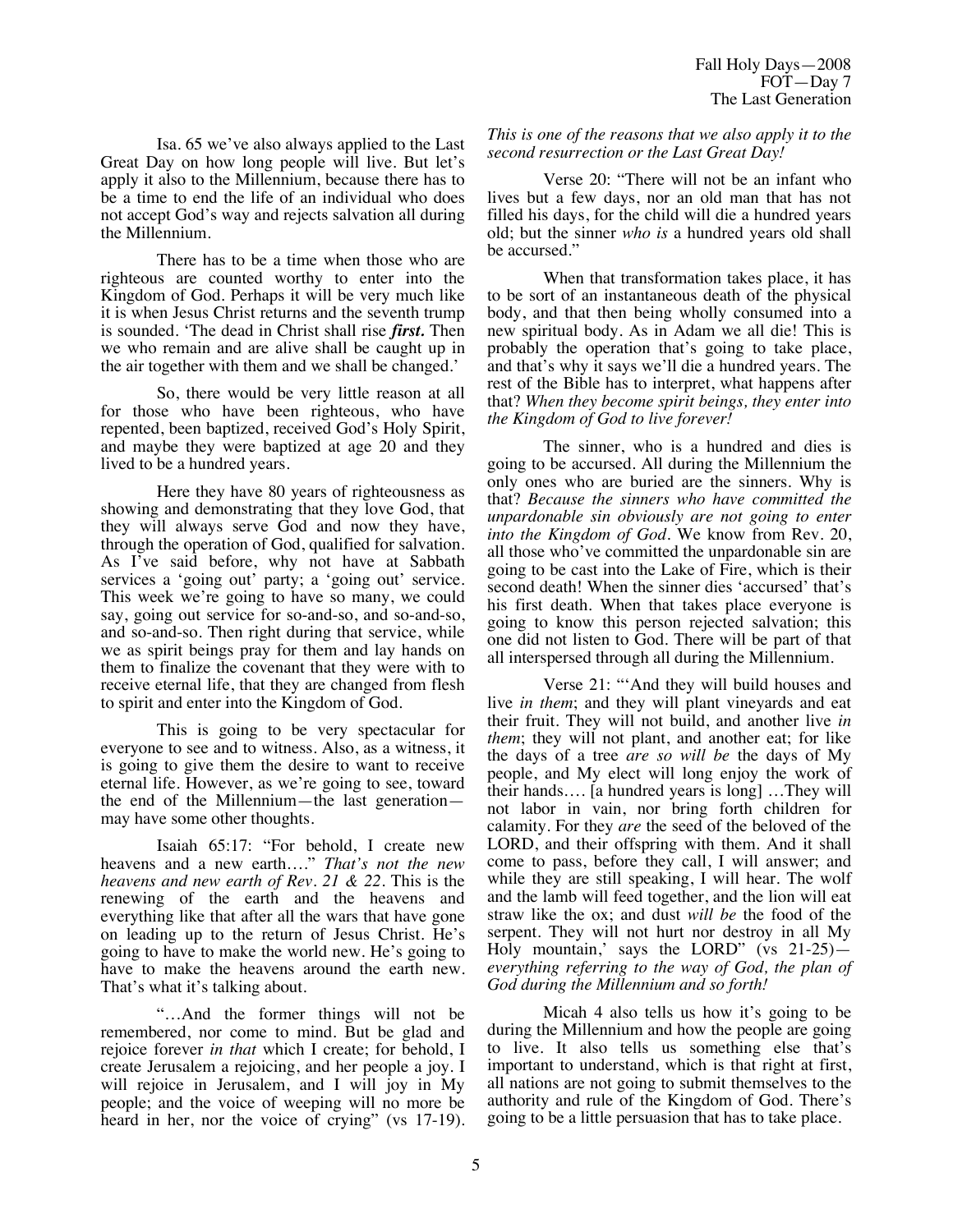Isa. 65 we've also always applied to the Last Great Day on how long people will live. But let's apply it also to the Millennium, because there has to be a time to end the life of an individual who does not accept God's way and rejects salvation all during the Millennium.

There has to be a time when those who are righteous are counted worthy to enter into the Kingdom of God. Perhaps it will be very much like it is when Jesus Christ returns and the seventh trump is sounded. 'The dead in Christ shall rise ***first.*** Then we who remain and are alive shall be caught up in the air together with them and we shall be changed.'

So, there would be very little reason at all for those who have been righteous, who have repented, been baptized, received God's Holy Spirit, and maybe they were baptized at age 20 and they lived to be a hundred years.

Here they have 80 years of righteousness as showing and demonstrating that they love God, that they will always serve God and now they have, through the operation of God, qualified for salvation. As I've said before, why not have at Sabbath services a 'going out' party; a 'going out' service. This week we're going to have so many, we could say, going out service for so-and-so, and so-and-so, and so-and-so. Then right during that service, while we as spirit beings pray for them and lay hands on them to finalize the covenant that they were with to receive eternal life, that they are changed from flesh to spirit and enter into the Kingdom of God.

This is going to be very spectacular for everyone to see and to witness. Also, as a witness, it is going to give them the desire to want to receive eternal life. However, as we're going to see, toward the end of the Millennium—the last generation—may have some other thoughts.

Isaiah 65:17: "For behold, I create new heavens and a new earth…." *That's not the new heavens and new earth of Rev. 21 & 22.* This is the renewing of the earth and the heavens and everything like that after all the wars that have gone on leading up to the return of Jesus Christ. He's going to have to make the world new. He's going to have to make the heavens around the earth new. That's what it's talking about.

"…And the former things will not be remembered, nor come to mind. But be glad and rejoice forever *in that* which I create; for behold, I create Jerusalem a rejoicing, and her people a joy. I will rejoice in Jerusalem, and I will joy in My people; and the voice of weeping will no more be heard in her, nor the voice of crying" (vs 17-19). *This is one of the reasons that we also apply it to the second resurrection or the Last Great Day!*

Verse 20: "There will not be an infant who lives but a few days, nor an old man that has not filled his days, for the child will die a hundred years old; but the sinner *who is* a hundred years old shall be accursed."

When that transformation takes place, it has to be sort of an instantaneous death of the physical body, and that then being wholly consumed into a new spiritual body. As in Adam we all die! This is probably the operation that's going to take place, and that's why it says we'll die a hundred years. The rest of the Bible has to interpret, what happens after that? *When they become spirit beings, they enter into the Kingdom of God to live forever!*

The sinner, who is a hundred and dies is going to be accursed. All during the Millennium the only ones who are buried are the sinners. Why is that? *Because the sinners who have committed the unpardonable sin obviously are not going to enter into the Kingdom of God.* We know from Rev. 20, all those who've committed the unpardonable sin are going to be cast into the Lake of Fire, which is their second death! When the sinner dies 'accursed' that's his first death. When that takes place everyone is going to know this person rejected salvation; this one did not listen to God. There will be part of that all interspersed through all during the Millennium.

Verse 21: "'And they will build houses and live *in them*; and they will plant vineyards and eat their fruit. They will not build, and another live *in them*; they will not plant, and another eat; for like the days of a tree *are so will be* the days of My people, and My elect will long enjoy the work of their hands…. [a hundred years is long] …They will not labor in vain, nor bring forth children for calamity. For they *are* the seed of the beloved of the LORD, and their offspring with them. And it shall come to pass, before they call, I will answer; and while they are still speaking, I will hear. The wolf and the lamb will feed together, and the lion will eat straw like the ox; and dust *will be* the food of the serpent. They will not hurt nor destroy in all My Holy mountain,' says the LORD" (vs 21-25)—*everything referring to the way of God, the plan of God during the Millennium and so forth!*

Micah 4 also tells us how it's going to be during the Millennium and how the people are going to live. It also tells us something else that's important to understand, which is that right at first, all nations are not going to submit themselves to the authority and rule of the Kingdom of God. There's going to be a little persuasion that has to take place.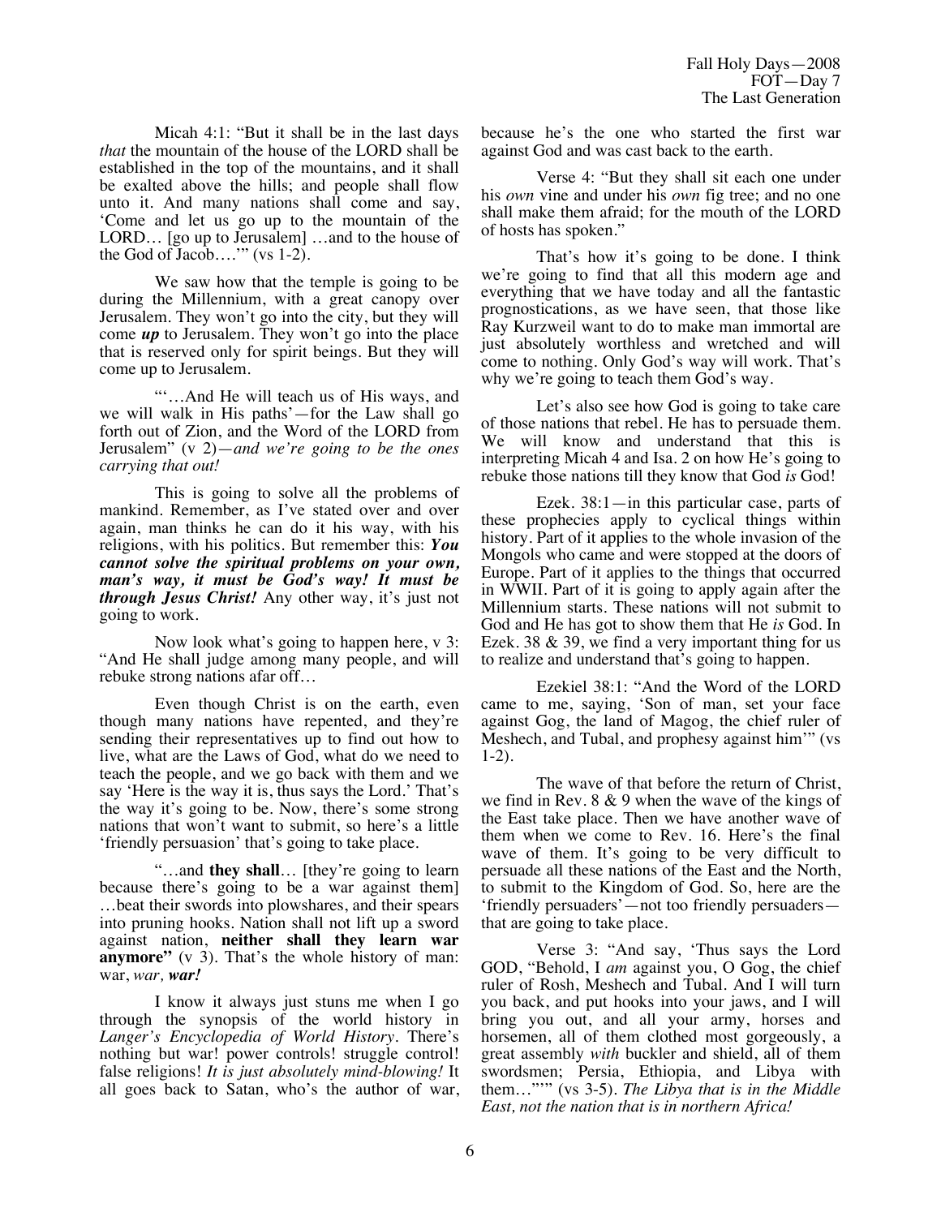Micah 4:1: "But it shall be in the last days *that* the mountain of the house of the LORD shall be established in the top of the mountains, and it shall be exalted above the hills; and people shall flow unto it. And many nations shall come and say, 'Come and let us go up to the mountain of the LORD… [go up to Jerusalem] …and to the house of the God of Jacob….'" (vs 1-2).

We saw how that the temple is going to be during the Millennium, with a great canopy over Jerusalem. They won't go into the city, but they will come ***up*** to Jerusalem. They won't go into the place that is reserved only for spirit beings. But they will come up to Jerusalem.

"'…And He will teach us of His ways, and we will walk in His paths'—for the Law shall go forth out of Zion, and the Word of the LORD from Jerusalem" (v 2)—*and we're going to be the ones carrying that out!*

This is going to solve all the problems of mankind. Remember, as I've stated over and over again, man thinks he can do it his way, with his religions, with his politics. But remember this: ***You cannot solve the spiritual problems on your own, man's way, it must be God's way! It must be through Jesus Christ!*** Any other way, it's just not going to work.

Now look what's going to happen here, v 3: "And He shall judge among many people, and will rebuke strong nations afar off…

Even though Christ is on the earth, even though many nations have repented, and they're sending their representatives up to find out how to live, what are the Laws of God, what do we need to teach the people, and we go back with them and we say 'Here is the way it is, thus says the Lord.' That's the way it's going to be. Now, there's some strong nations that won't want to submit, so here's a little 'friendly persuasion' that's going to take place.

"…and **they shall**… [they're going to learn because there's going to be a war against them] …beat their swords into plowshares, and their spears into pruning hooks. Nation shall not lift up a sword against nation, **neither shall they learn war anymore"** (v 3). That's the whole history of man: war, *war, **war!***

I know it always just stuns me when I go through the synopsis of the world history in *Langer's Encyclopedia of World History*. There's nothing but war! power controls! struggle control! false religions! *It is just absolutely mind-blowing!* It all goes back to Satan, who's the author of war, because he's the one who started the first war against God and was cast back to the earth.

Verse 4: "But they shall sit each one under his *own* vine and under his *own* fig tree; and no one shall make them afraid; for the mouth of the LORD of hosts has spoken."

That's how it's going to be done. I think we're going to find that all this modern age and everything that we have today and all the fantastic prognostications, as we have seen, that those like Ray Kurzweil want to do to make man immortal are just absolutely worthless and wretched and will come to nothing. Only God's way will work. That's why we're going to teach them God's way.

Let's also see how God is going to take care of those nations that rebel. He has to persuade them. We will know and understand that this is interpreting Micah 4 and Isa. 2 on how He's going to rebuke those nations till they know that God *is* God!

Ezek. 38:1—in this particular case, parts of these prophecies apply to cyclical things within history. Part of it applies to the whole invasion of the Mongols who came and were stopped at the doors of Europe. Part of it applies to the things that occurred in WWII. Part of it is going to apply again after the Millennium starts. These nations will not submit to God and He has got to show them that He *is* God. In Ezek. 38 & 39, we find a very important thing for us to realize and understand that's going to happen.

Ezekiel 38:1: "And the Word of the LORD came to me, saying, 'Son of man, set your face against Gog, the land of Magog, the chief ruler of Meshech, and Tubal, and prophesy against him'" (vs 1-2).

The wave of that before the return of Christ, we find in Rev. 8 & 9 when the wave of the kings of the East take place. Then we have another wave of them when we come to Rev. 16. Here's the final wave of them. It's going to be very difficult to persuade all these nations of the East and the North, to submit to the Kingdom of God. So, here are the 'friendly persuaders'—not too friendly persuaders—that are going to take place.

Verse 3: "And say, 'Thus says the Lord GOD, "Behold, I *am* against you, O Gog, the chief ruler of Rosh, Meshech and Tubal. And I will turn you back, and put hooks into your jaws, and I will bring you out, and all your army, horses and horsemen, all of them clothed most gorgeously, a great assembly *with* buckler and shield, all of them swordsmen; Persia, Ethiopia, and Libya with them…"'" (vs 3-5). *The Libya that is in the Middle East, not the nation that is in northern Africa!*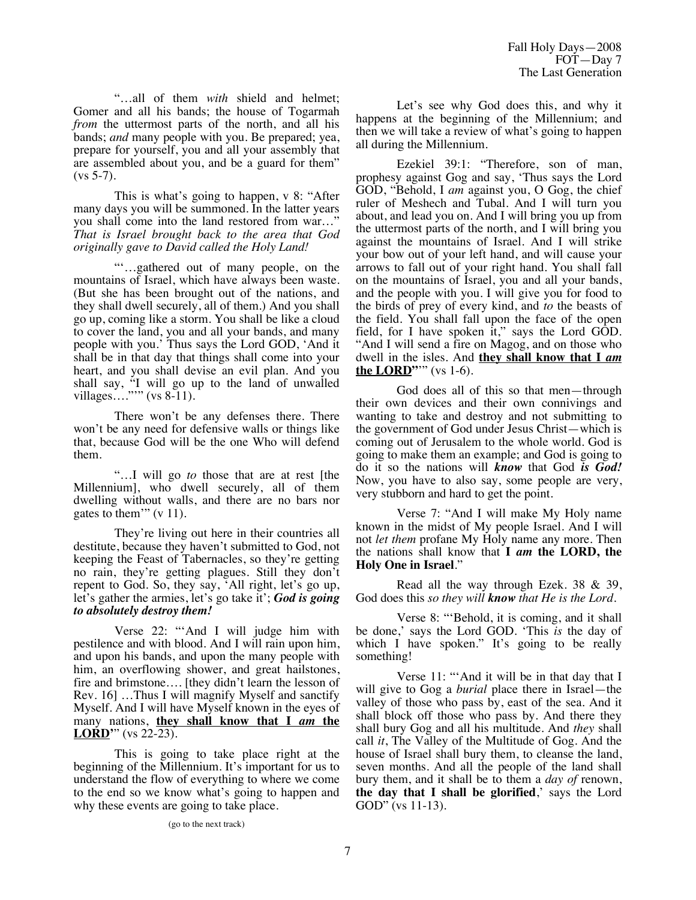"…all of them *with* shield and helmet; Gomer and all his bands; the house of Togarmah *from* the uttermost parts of the north, and all his bands; *and* many people with you. Be prepared; yea, prepare for yourself, you and all your assembly that are assembled about you, and be a guard for them" (vs 5-7).

This is what's going to happen, v 8: "After many days you will be summoned. In the latter years you shall come into the land restored from war…" *That is Israel brought back to the area that God originally gave to David called the Holy Land!*

"'…gathered out of many people, on the mountains of Israel, which have always been waste. (But she has been brought out of the nations, and they shall dwell securely, all of them.) And you shall go up, coming like a storm. You shall be like a cloud to cover the land, you and all your bands, and many people with you.' Thus says the Lord GOD, 'And it shall be in that day that things shall come into your heart, and you shall devise an evil plan. And you shall say, "I will go up to the land of unwalled villages…."'" (vs 8-11).

There won't be any defenses there. There won't be any need for defensive walls or things like that, because God will be the one Who will defend them.

"…I will go *to* those that are at rest [the Millennium], who dwell securely, all of them dwelling without walls, and there are no bars nor gates to them'" (v 11).

They're living out here in their countries all destitute, because they haven't submitted to God, not keeping the Feast of Tabernacles, so they're getting no rain, they're getting plagues. Still they don't repent to God. So, they say, 'All right, let's go up, let's gather the armies, let's go take it'; ***God is going to absolutely destroy them!***

Verse 22: "'And I will judge him with pestilence and with blood. And I will rain upon him, and upon his bands, and upon the many people with him, an overflowing shower, and great hailstones, fire and brimstone…. [they didn't learn the lesson of Rev. 16] …Thus I will magnify Myself and sanctify Myself. And I will have Myself known in the eyes of many nations, **<u>they shall know that I *am* the LORD</u>**'" (vs 22-23).

This is going to take place right at the beginning of the Millennium. It's important for us to understand the flow of everything to where we come to the end so we know what's going to happen and why these events are going to take place.

(go to the next track)

Let's see why God does this, and why it happens at the beginning of the Millennium; and then we will take a review of what's going to happen all during the Millennium.

Ezekiel 39:1: "Therefore, son of man, prophesy against Gog and say, 'Thus says the Lord GOD, "Behold, I *am* against you, O Gog, the chief ruler of Meshech and Tubal. And I will turn you about, and lead you on. And I will bring you up from the uttermost parts of the north, and I will bring you against the mountains of Israel. And I will strike your bow out of your left hand, and will cause your arrows to fall out of your right hand. You shall fall on the mountains of Israel, you and all your bands, and the people with you. I will give you for food to the birds of prey of every kind, and *to* the beasts of the field. You shall fall upon the face of the open field, for I have spoken it," says the Lord GOD. "And I will send a fire on Magog, and on those who dwell in the isles. And **<u>they shall know that I *am* the LORD</u>**"'" (vs 1-6).

God does all of this so that men—through their own devices and their own connivings and wanting to take and destroy and not submitting to the government of God under Jesus Christ—which is coming out of Jerusalem to the whole world. God is going to make them an example; and God is going to do it so the nations will ***know*** that God ***is God!*** Now, you have to also say, some people are very, very stubborn and hard to get the point.

Verse 7: "And I will make My Holy name known in the midst of My people Israel. And I will not *let them* profane My Holy name any more. Then the nations shall know that **I *am* the LORD, the Holy One in Israel**."

Read all the way through Ezek. 38 & 39, God does this *so they will **know** that He is the Lord*.

Verse 8: "'Behold, it is coming, and it shall be done,' says the Lord GOD. 'This *is* the day of which I have spoken." It's going to be really something!

Verse 11: "'And it will be in that day that I will give to Gog a *burial* place there in Israel—the valley of those who pass by, east of the sea. And it shall block off those who pass by. And there they shall bury Gog and all his multitude. And *they* shall call *it*, The Valley of the Multitude of Gog. And the house of Israel shall bury them, to cleanse the land, seven months. And all the people of the land shall bury them, and it shall be to them a *day of* renown, **the day that I shall be glorified**,' says the Lord GOD" (vs 11-13).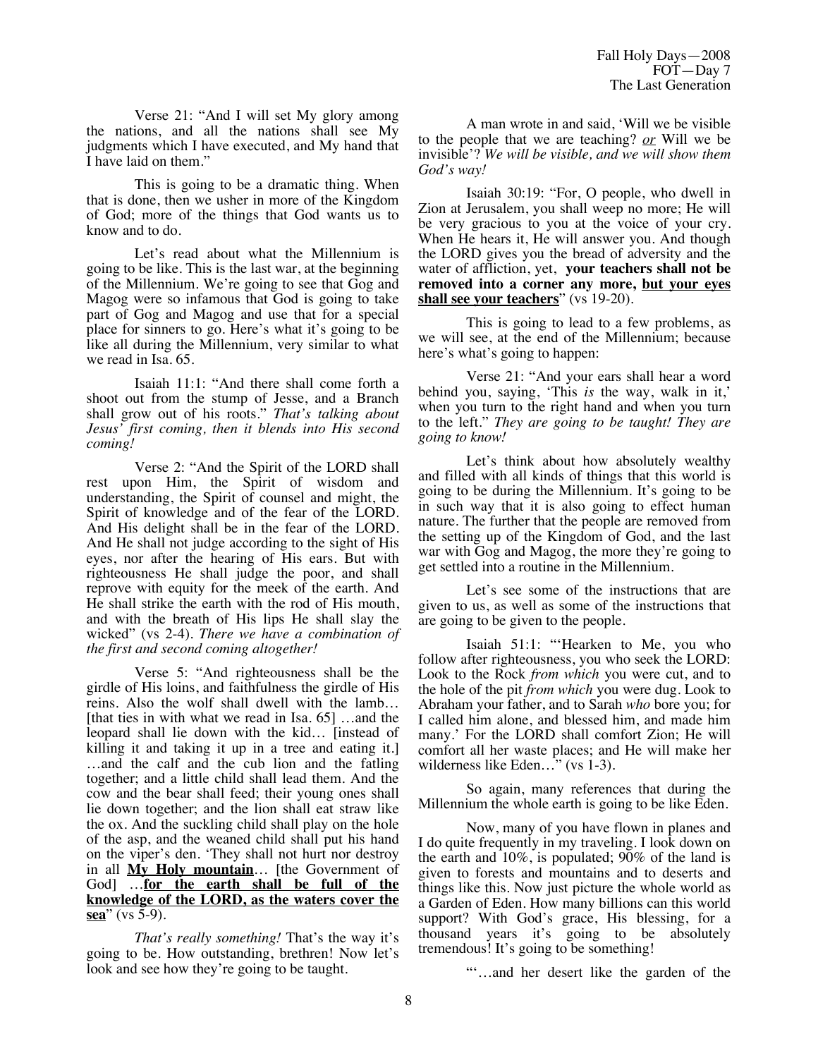Verse 21: "And I will set My glory among the nations, and all the nations shall see My judgments which I have executed, and My hand that I have laid on them."

This is going to be a dramatic thing. When that is done, then we usher in more of the Kingdom of God; more of the things that God wants us to know and to do.

Let's read about what the Millennium is going to be like. This is the last war, at the beginning of the Millennium. We're going to see that Gog and Magog were so infamous that God is going to take part of Gog and Magog and use that for a special place for sinners to go. Here's what it's going to be like all during the Millennium, very similar to what we read in Isa. 65.

Isaiah 11:1: "And there shall come forth a shoot out from the stump of Jesse, and a Branch shall grow out of his roots." *That's talking about Jesus' first coming, then it blends into His second coming!*

Verse 2: "And the Spirit of the LORD shall rest upon Him, the Spirit of wisdom and understanding, the Spirit of counsel and might, the Spirit of knowledge and of the fear of the LORD. And His delight shall be in the fear of the LORD. And He shall not judge according to the sight of His eyes, nor after the hearing of His ears. But with righteousness He shall judge the poor, and shall reprove with equity for the meek of the earth. And He shall strike the earth with the rod of His mouth, and with the breath of His lips He shall slay the wicked" (vs 2-4). *There we have a combination of the first and second coming altogether!*

Verse 5: "And righteousness shall be the girdle of His loins, and faithfulness the girdle of His reins. Also the wolf shall dwell with the lamb… [that ties in with what we read in Isa. 65] …and the leopard shall lie down with the kid… [instead of killing it and taking it up in a tree and eating it.] …and the calf and the cub lion and the fatling together; and a little child shall lead them. And the cow and the bear shall feed; their young ones shall lie down together; and the lion shall eat straw like the ox. And the suckling child shall play on the hole of the asp, and the weaned child shall put his hand on the viper's den. 'They shall not hurt nor destroy in all **<u>My Holy mountain</u>**… [the Government of God] …**<u>for the earth shall be full of the knowledge of the LORD, as the waters cover the sea</u>**" (vs 5-9).

*That's really something!* That's the way it's going to be. How outstanding, brethren! Now let's look and see how they're going to be taught.

A man wrote in and said, 'Will we be visible to the people that we are teaching? *<u>or</u>* Will we be invisible'? *We will be visible, and we will show them God's way!*

Isaiah 30:19: "For, O people, who dwell in Zion at Jerusalem, you shall weep no more; He will be very gracious to you at the voice of your cry. When He hears it, He will answer you. And though the LORD gives you the bread of adversity and the water of affliction, yet, **your teachers shall not be removed into a corner any more, <u>but your eyes shall see your teachers</u>**" (vs 19-20).

This is going to lead to a few problems, as we will see, at the end of the Millennium; because here's what's going to happen:

Verse 21: "And your ears shall hear a word behind you, saying, 'This *is* the way, walk in it,' when you turn to the right hand and when you turn to the left." *They are going to be taught! They are going to know!*

Let's think about how absolutely wealthy and filled with all kinds of things that this world is going to be during the Millennium. It's going to be in such way that it is also going to effect human nature. The further that the people are removed from the setting up of the Kingdom of God, and the last war with Gog and Magog, the more they're going to get settled into a routine in the Millennium.

Let's see some of the instructions that are given to us, as well as some of the instructions that are going to be given to the people.

Isaiah 51:1: "'Hearken to Me, you who follow after righteousness, you who seek the LORD: Look to the Rock *from which* you were cut, and to the hole of the pit *from which* you were dug. Look to Abraham your father, and to Sarah *who* bore you; for I called him alone, and blessed him, and made him many.' For the LORD shall comfort Zion; He will comfort all her waste places; and He will make her wilderness like Eden…" (vs 1-3).

So again, many references that during the Millennium the whole earth is going to be like Eden.

Now, many of you have flown in planes and I do quite frequently in my traveling. I look down on the earth and 10%, is populated; 90% of the land is given to forests and mountains and to deserts and things like this. Now just picture the whole world as a Garden of Eden. How many billions can this world support? With God's grace, His blessing, for a thousand years it's going to be absolutely tremendous! It's going to be something!

"'…and her desert like the garden of the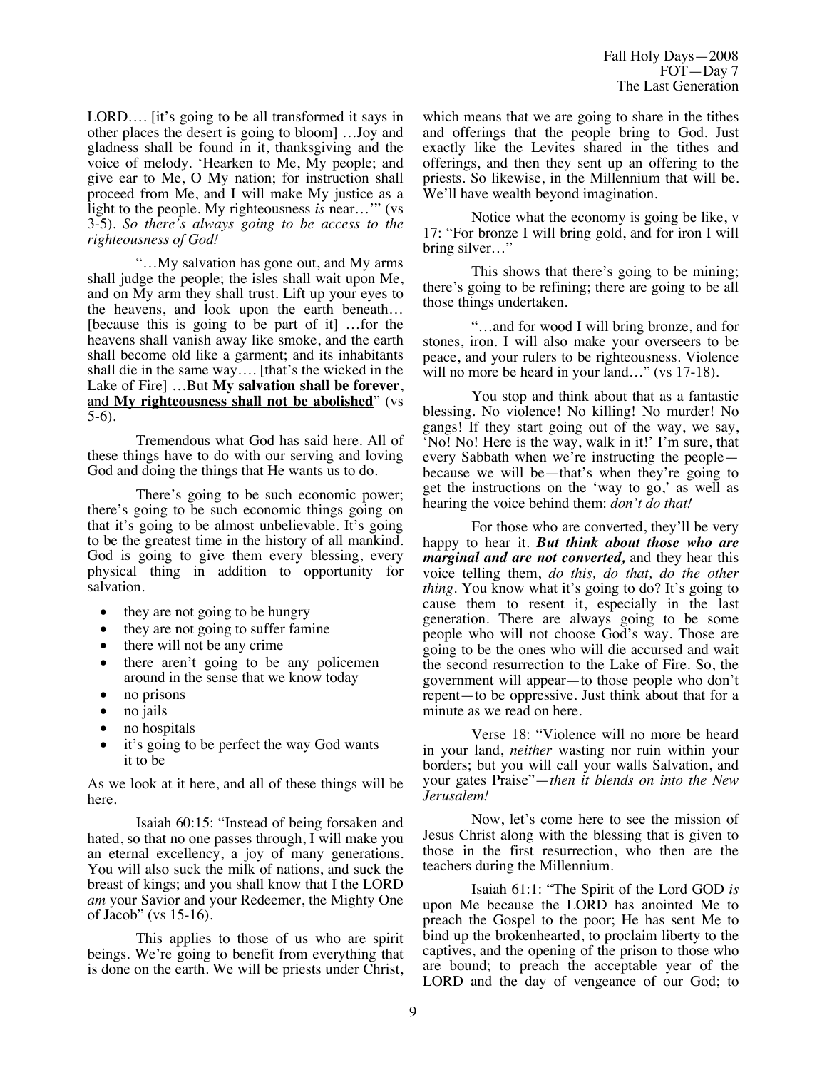LORD…. [it's going to be all transformed it says in other places the desert is going to bloom] …Joy and gladness shall be found in it, thanksgiving and the voice of melody. 'Hearken to Me, My people; and give ear to Me, O My nation; for instruction shall proceed from Me, and I will make My justice as a light to the people. My righteousness *is* near…'" (vs 3-5). *So there's always going to be access to the righteousness of God!*

"…My salvation has gone out, and My arms shall judge the people; the isles shall wait upon Me, and on My arm they shall trust. Lift up your eyes to the heavens, and look upon the earth beneath… [because this is going to be part of it] …for the heavens shall vanish away like smoke, and the earth shall become old like a garment; and its inhabitants shall die in the same way…. [that's the wicked in the Lake of Fire] …But **<u>My salvation shall be forever</u>**, and **<u>My righteousness shall not be abolished</u>**" (vs 5-6).

Tremendous what God has said here. All of these things have to do with our serving and loving God and doing the things that He wants us to do.

There's going to be such economic power; there's going to be such economic things going on that it's going to be almost unbelievable. It's going to be the greatest time in the history of all mankind. God is going to give them every blessing, every physical thing in addition to opportunity for salvation.

- they are not going to be hungry
- they are not going to suffer famine
- there will not be any crime
- there aren't going to be any policemen around in the sense that we know today
- no prisons
- no jails
- no hospitals
- it's going to be perfect the way God wants it to be

As we look at it here, and all of these things will be here.

Isaiah 60:15: "Instead of being forsaken and hated, so that no one passes through, I will make you an eternal excellency, a joy of many generations. You will also suck the milk of nations, and suck the breast of kings; and you shall know that I the LORD *am* your Savior and your Redeemer, the Mighty One of Jacob" (vs 15-16).

This applies to those of us who are spirit beings. We're going to benefit from everything that is done on the earth. We will be priests under Christ, which means that we are going to share in the tithes and offerings that the people bring to God. Just exactly like the Levites shared in the tithes and offerings, and then they sent up an offering to the priests. So likewise, in the Millennium that will be. We'll have wealth beyond imagination.

Notice what the economy is going be like, v 17: "For bronze I will bring gold, and for iron I will bring silver…"

This shows that there's going to be mining; there's going to be refining; there are going to be all those things undertaken.

"…and for wood I will bring bronze, and for stones, iron. I will also make your overseers to be peace, and your rulers to be righteousness. Violence will no more be heard in your land…" (vs 17-18).

You stop and think about that as a fantastic blessing. No violence! No killing! No murder! No gangs! If they start going out of the way, we say, 'No! No! Here is the way, walk in it!' I'm sure, that every Sabbath when we're instructing the people—because we will be—that's when they're going to get the instructions on the 'way to go,' as well as hearing the voice behind them: *don't do that!*

For those who are converted, they'll be very happy to hear it. ***But think about those who are marginal and are not converted,*** and they hear this voice telling them, *do this, do that, do the other thing*. You know what it's going to do? It's going to cause them to resent it, especially in the last generation. There are always going to be some people who will not choose God's way. Those are going to be the ones who will die accursed and wait the second resurrection to the Lake of Fire. So, the government will appear—to those people who don't repent—to be oppressive. Just think about that for a minute as we read on here.

Verse 18: "Violence will no more be heard in your land, *neither* wasting nor ruin within your borders; but you will call your walls Salvation, and your gates Praise"—*then it blends on into the New Jerusalem!*

Now, let's come here to see the mission of Jesus Christ along with the blessing that is given to those in the first resurrection, who then are the teachers during the Millennium.

Isaiah 61:1: "The Spirit of the Lord GOD *is* upon Me because the LORD has anointed Me to preach the Gospel to the poor; He has sent Me to bind up the brokenhearted, to proclaim liberty to the captives, and the opening of the prison to those who are bound; to preach the acceptable year of the LORD and the day of vengeance of our God; to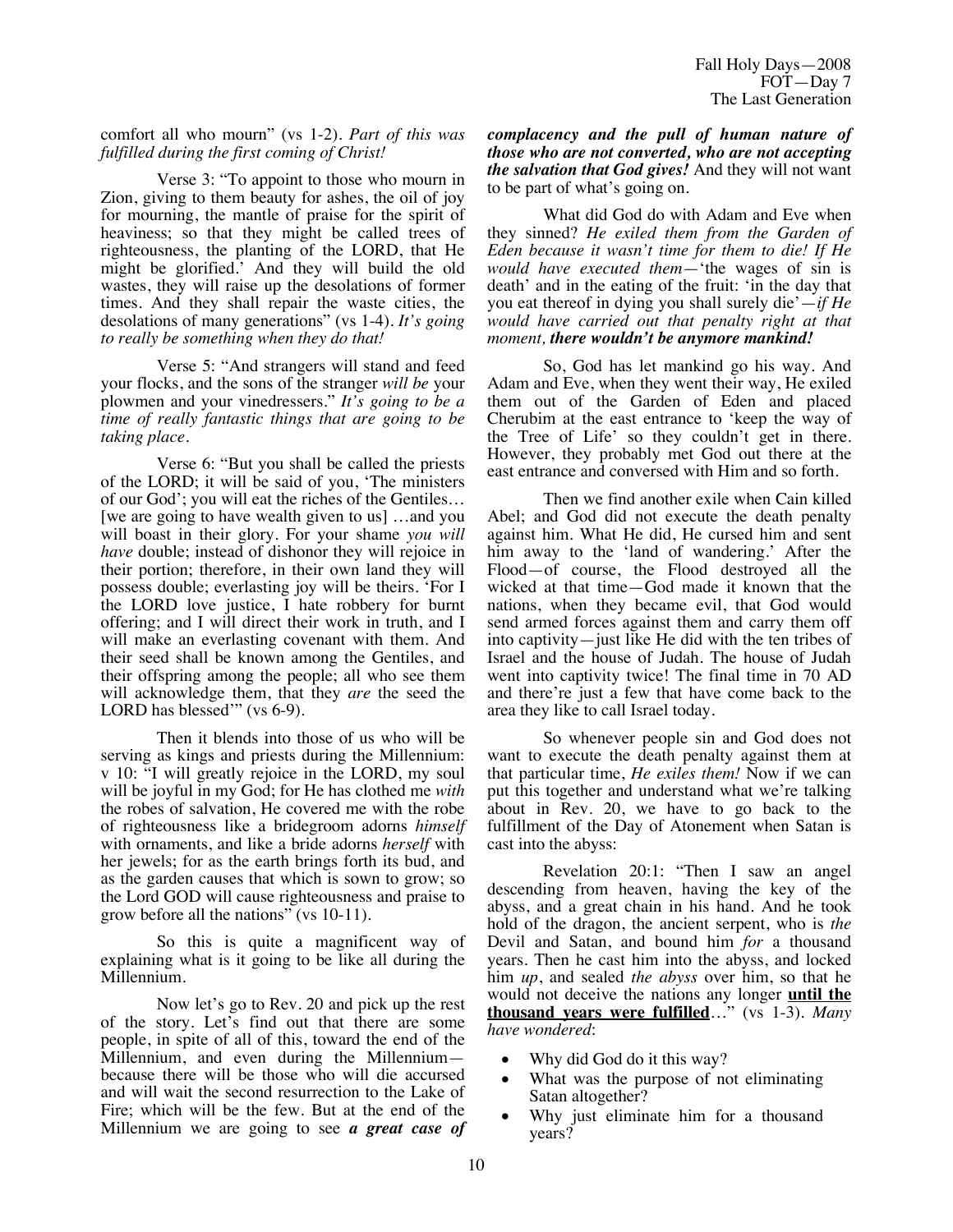comfort all who mourn" (vs 1-2). *Part of this was fulfilled during the first coming of Christ!*

Verse 3: "To appoint to those who mourn in Zion, giving to them beauty for ashes, the oil of joy for mourning, the mantle of praise for the spirit of heaviness; so that they might be called trees of righteousness, the planting of the LORD, that He might be glorified.' And they will build the old wastes, they will raise up the desolations of former times. And they shall repair the waste cities, the desolations of many generations" (vs 1-4). *It's going to really be something when they do that!*

Verse 5: "And strangers will stand and feed your flocks, and the sons of the stranger *will be* your plowmen and your vinedressers." *It's going to be a time of really fantastic things that are going to be taking place.*

Verse 6: "But you shall be called the priests of the LORD; it will be said of you, 'The ministers of our God'; you will eat the riches of the Gentiles… [we are going to have wealth given to us] …and you will boast in their glory. For your shame *you will have* double; instead of dishonor they will rejoice in their portion; therefore, in their own land they will possess double; everlasting joy will be theirs. 'For I the LORD love justice, I hate robbery for burnt offering; and I will direct their work in truth, and I will make an everlasting covenant with them. And their seed shall be known among the Gentiles, and their offspring among the people; all who see them will acknowledge them, that they *are* the seed the LORD has blessed'" (vs 6-9).

Then it blends into those of us who will be serving as kings and priests during the Millennium: v 10: "I will greatly rejoice in the LORD, my soul will be joyful in my God; for He has clothed me *with* the robes of salvation, He covered me with the robe of righteousness like a bridegroom adorns *himself* with ornaments, and like a bride adorns *herself* with her jewels; for as the earth brings forth its bud, and as the garden causes that which is sown to grow; so the Lord GOD will cause righteousness and praise to grow before all the nations" (vs 10-11).

So this is quite a magnificent way of explaining what is it going to be like all during the Millennium.

Now let's go to Rev. 20 and pick up the rest of the story. Let's find out that there are some people, in spite of all of this, toward the end of the Millennium, and even during the Millennium—because there will be those who will die accursed and will wait the second resurrection to the Lake of Fire; which will be the few. But at the end of the Millennium we are going to see ***a great case of complacency and the pull of human nature of those who are not converted, who are not accepting the salvation that God gives!*** And they will not want to be part of what's going on.

What did God do with Adam and Eve when they sinned? *He exiled them from the Garden of Eden because it wasn't time for them to die! If He would have executed them*—'the wages of sin is death' and in the eating of the fruit: 'in the day that you eat thereof in dying you shall surely die'—*if He would have carried out that penalty right at that moment,* ***there wouldn't be anymore mankind!***

So, God has let mankind go his way. And Adam and Eve, when they went their way, He exiled them out of the Garden of Eden and placed Cherubim at the east entrance to 'keep the way of the Tree of Life' so they couldn't get in there. However, they probably met God out there at the east entrance and conversed with Him and so forth.

Then we find another exile when Cain killed Abel; and God did not execute the death penalty against him. What He did, He cursed him and sent him away to the 'land of wandering.' After the Flood—of course, the Flood destroyed all the wicked at that time—God made it known that the nations, when they became evil, that God would send armed forces against them and carry them off into captivity—just like He did with the ten tribes of Israel and the house of Judah. The house of Judah went into captivity twice! The final time in 70 AD and there're just a few that have come back to the area they like to call Israel today.

So whenever people sin and God does not want to execute the death penalty against them at that particular time, *He exiles them!* Now if we can put this together and understand what we're talking about in Rev. 20, we have to go back to the fulfillment of the Day of Atonement when Satan is cast into the abyss:

Revelation 20:1: "Then I saw an angel descending from heaven, having the key of the abyss, and a great chain in his hand. And he took hold of the dragon, the ancient serpent, who is *the* Devil and Satan, and bound him *for* a thousand years. Then he cast him into the abyss, and locked him *up*, and sealed *the abyss* over him, so that he would not deceive the nations any longer **<u>until the thousand years were fulfilled</u>**…" (vs 1-3). *Many have wondered*:

- Why did God do it this way?
- What was the purpose of not eliminating Satan altogether?
- Why just eliminate him for a thousand years?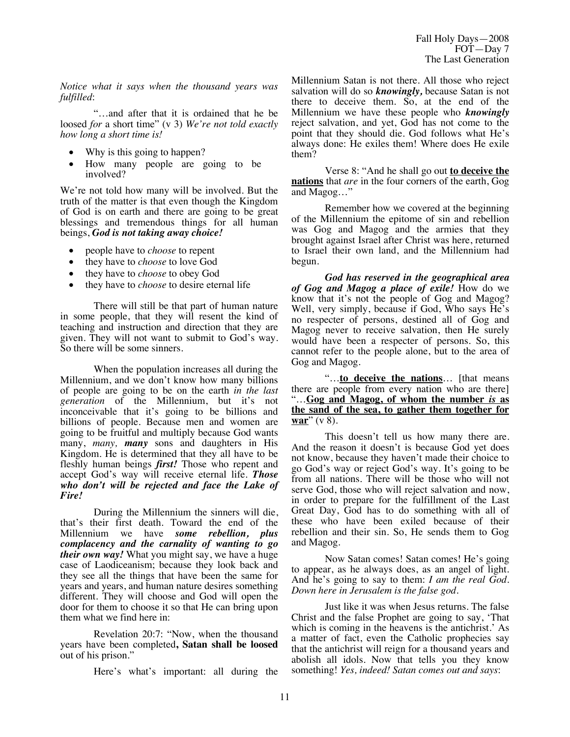*Notice what it says when the thousand years was fulfilled*:

"…and after that it is ordained that he be loosed *for* a short time" (v 3) *We're not told exactly how long a short time is!*

- Why is this going to happen?
- How many people are going to be involved?

We're not told how many will be involved. But the truth of the matter is that even though the Kingdom of God is on earth and there are going to be great blessings and tremendous things for all human beings, ***God is not taking away choice!***

- people have to *choose* to repent
- they have to *choose* to love God
- they have to *choose* to obey God
- they have to *choose* to desire eternal life

There will still be that part of human nature in some people, that they will resent the kind of teaching and instruction and direction that they are given. They will not want to submit to God's way. So there will be some sinners.

When the population increases all during the Millennium, and we don't know how many billions of people are going to be on the earth *in the last generation* of the Millennium, but it's not inconceivable that it's going to be billions and billions of people. Because men and women are going to be fruitful and multiply because God wants many, *many,* ***many*** sons and daughters in His Kingdom. He is determined that they all have to be fleshly human beings ***first!*** Those who repent and accept God's way will receive eternal life. ***Those who don't will be rejected and face the Lake of Fire!***

During the Millennium the sinners will die, that's their first death. Toward the end of the Millennium we have ***some rebellion, plus complacency and the carnality of wanting to go their own way!*** What you might say, we have a huge case of Laodiceanism; because they look back and they see all the things that have been the same for years and years, and human nature desires something different. They will choose and God will open the door for them to choose it so that He can bring upon them what we find here in:

Revelation 20:7: "Now, when the thousand years have been completed**, Satan shall be loosed** out of his prison."

Here's what's important: all during the Millennium Satan is not there. All those who reject salvation will do so ***knowingly,*** because Satan is not there to deceive them. So, at the end of the Millennium we have these people who ***knowingly*** reject salvation, and yet, God has not come to the point that they should die. God follows what He's always done: He exiles them! Where does He exile them?

Verse 8: "And he shall go out **to deceive the nations** that *are* in the four corners of the earth, Gog and Magog…"

Remember how we covered at the beginning of the Millennium the epitome of sin and rebellion was Gog and Magog and the armies that they brought against Israel after Christ was here, returned to Israel their own land, and the Millennium had begun.

***God has reserved in the geographical area of Gog and Magog a place of exile!*** How do we know that it's not the people of Gog and Magog? Well, very simply, because if God, Who says He's no respecter of persons, destined all of Gog and Magog never to receive salvation, then He surely would have been a respecter of persons. So, this cannot refer to the people alone, but to the area of Gog and Magog.

"…**to deceive the nations**… [that means there are people from every nation who are there] "…**Gog and Magog, of whom the number *is* as the sand of the sea, to gather them together for war**" (v 8).

This doesn't tell us how many there are. And the reason it doesn't is because God yet does not know, because they haven't made their choice to go God's way or reject God's way. It's going to be from all nations. There will be those who will not serve God, those who will reject salvation and now, in order to prepare for the fulfillment of the Last Great Day, God has to do something with all of these who have been exiled because of their rebellion and their sin. So, He sends them to Gog and Magog.

Now Satan comes! Satan comes! He's going to appear, as he always does, as an angel of light. And he's going to say to them: *I am the real God. Down here in Jerusalem is the false god.*

Just like it was when Jesus returns. The false Christ and the false Prophet are going to say, 'That which is coming in the heavens is the antichrist.' As a matter of fact, even the Catholic prophecies say that the antichrist will reign for a thousand years and abolish all idols. Now that tells you they know something! *Yes, indeed! Satan comes out and says*: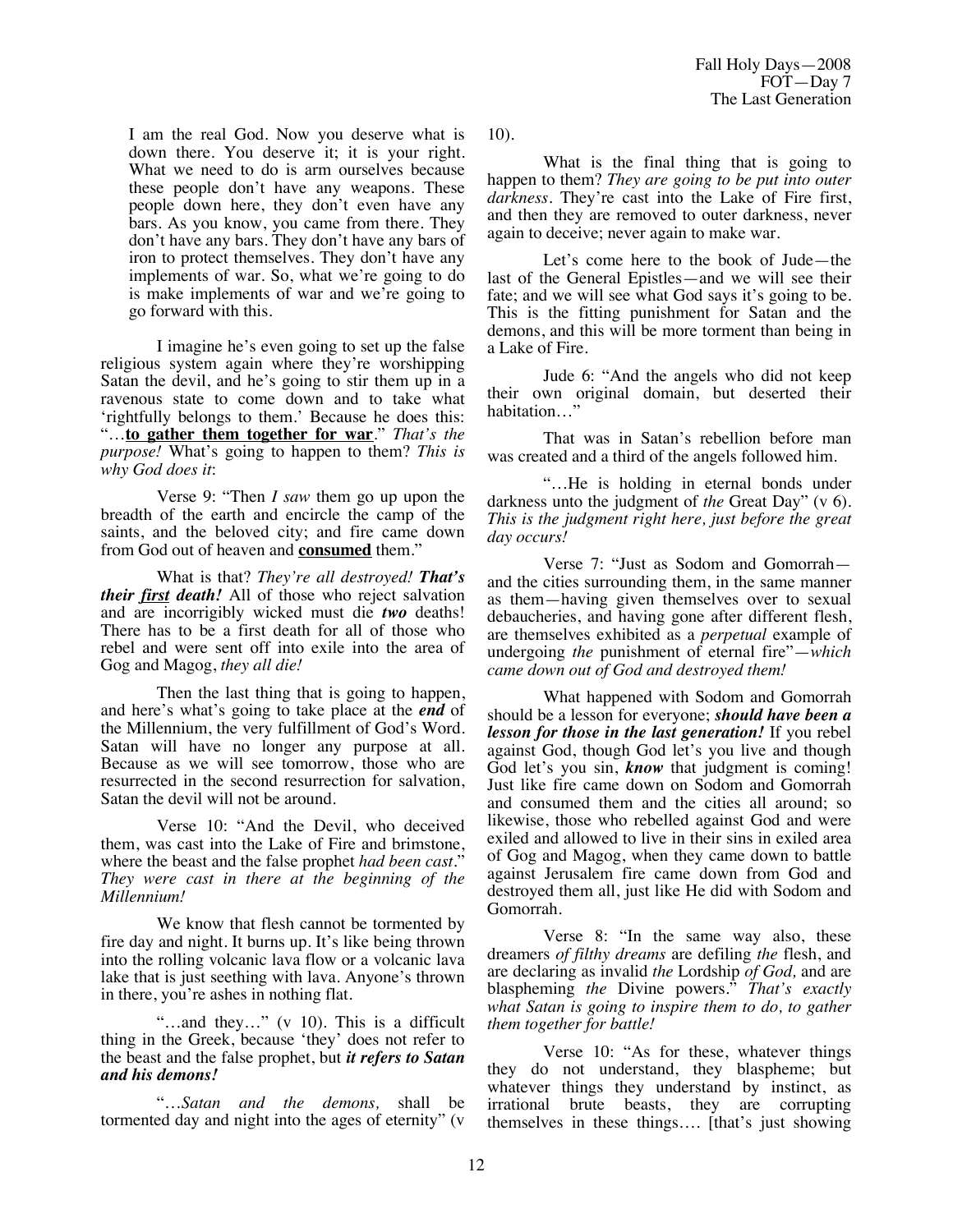I am the real God. Now you deserve what is down there. You deserve it; it is your right. What we need to do is arm ourselves because these people don't have any weapons. These people down here, they don't even have any bars. As you know, you came from there. They don't have any bars. They don't have any bars of iron to protect themselves. They don't have any implements of war. So, what we're going to do is make implements of war and we're going to go forward with this.

I imagine he's even going to set up the false religious system again where they're worshipping Satan the devil, and he's going to stir them up in a ravenous state to come down and to take what 'rightfully belongs to them.' Because he does this: "…**to gather them together for war**." *That's the purpose!* What's going to happen to them? *This is why God does it*:

Verse 9: "Then *I saw* them go up upon the breadth of the earth and encircle the camp of the saints, and the beloved city; and fire came down from God out of heaven and **consumed** them."

What is that? *They're all destroyed!* ***That's their first death!*** All of those who reject salvation and are incorrigibly wicked must die ***two*** deaths! There has to be a first death for all of those who rebel and were sent off into exile into the area of Gog and Magog, *they all die!*

Then the last thing that is going to happen, and here's what's going to take place at the ***end*** of the Millennium, the very fulfillment of God's Word. Satan will have no longer any purpose at all. Because as we will see tomorrow, those who are resurrected in the second resurrection for salvation, Satan the devil will not be around.

Verse 10: "And the Devil, who deceived them, was cast into the Lake of Fire and brimstone, where the beast and the false prophet *had been cast*." *They were cast in there at the beginning of the Millennium!*

We know that flesh cannot be tormented by fire day and night. It burns up. It's like being thrown into the rolling volcanic lava flow or a volcanic lava lake that is just seething with lava. Anyone's thrown in there, you're ashes in nothing flat.

"…and they…" (v 10). This is a difficult thing in the Greek, because 'they' does not refer to the beast and the false prophet, but ***it refers to Satan and his demons!***

"…*Satan and the demons,* shall be tormented day and night into the ages of eternity" (v 10).

What is the final thing that is going to happen to them? *They are going to be put into outer darkness*. They're cast into the Lake of Fire first, and then they are removed to outer darkness, never again to deceive; never again to make war.

Let's come here to the book of Jude—the last of the General Epistles—and we will see their fate; and we will see what God says it's going to be. This is the fitting punishment for Satan and the demons, and this will be more torment than being in a Lake of Fire.

Jude 6: "And the angels who did not keep their own original domain, but deserted their habitation…"

That was in Satan's rebellion before man was created and a third of the angels followed him.

"…He is holding in eternal bonds under darkness unto the judgment of *the* Great Day" (v 6). *This is the judgment right here, just before the great day occurs!*

Verse 7: "Just as Sodom and Gomorrah—and the cities surrounding them, in the same manner as them—having given themselves over to sexual debaucheries, and having gone after different flesh, are themselves exhibited as a *perpetual* example of undergoing *the* punishment of eternal fire"—*which came down out of God and destroyed them!*

What happened with Sodom and Gomorrah should be a lesson for everyone; ***should have been a lesson for those in the last generation!*** If you rebel against God, though God let's you live and though God let's you sin, ***know*** that judgment is coming! Just like fire came down on Sodom and Gomorrah and consumed them and the cities all around; so likewise, those who rebelled against God and were exiled and allowed to live in their sins in exiled area of Gog and Magog, when they came down to battle against Jerusalem fire came down from God and destroyed them all, just like He did with Sodom and Gomorrah.

Verse 8: "In the same way also, these dreamers *of filthy dreams* are defiling *the* flesh, and are declaring as invalid *the* Lordship *of God,* and are blaspheming *the* Divine powers." *That's exactly what Satan is going to inspire them to do, to gather them together for battle!*

Verse 10: "As for these, whatever things they do not understand, they blaspheme; but whatever things they understand by instinct, as irrational brute beasts, they are corrupting themselves in these things…. [that's just showing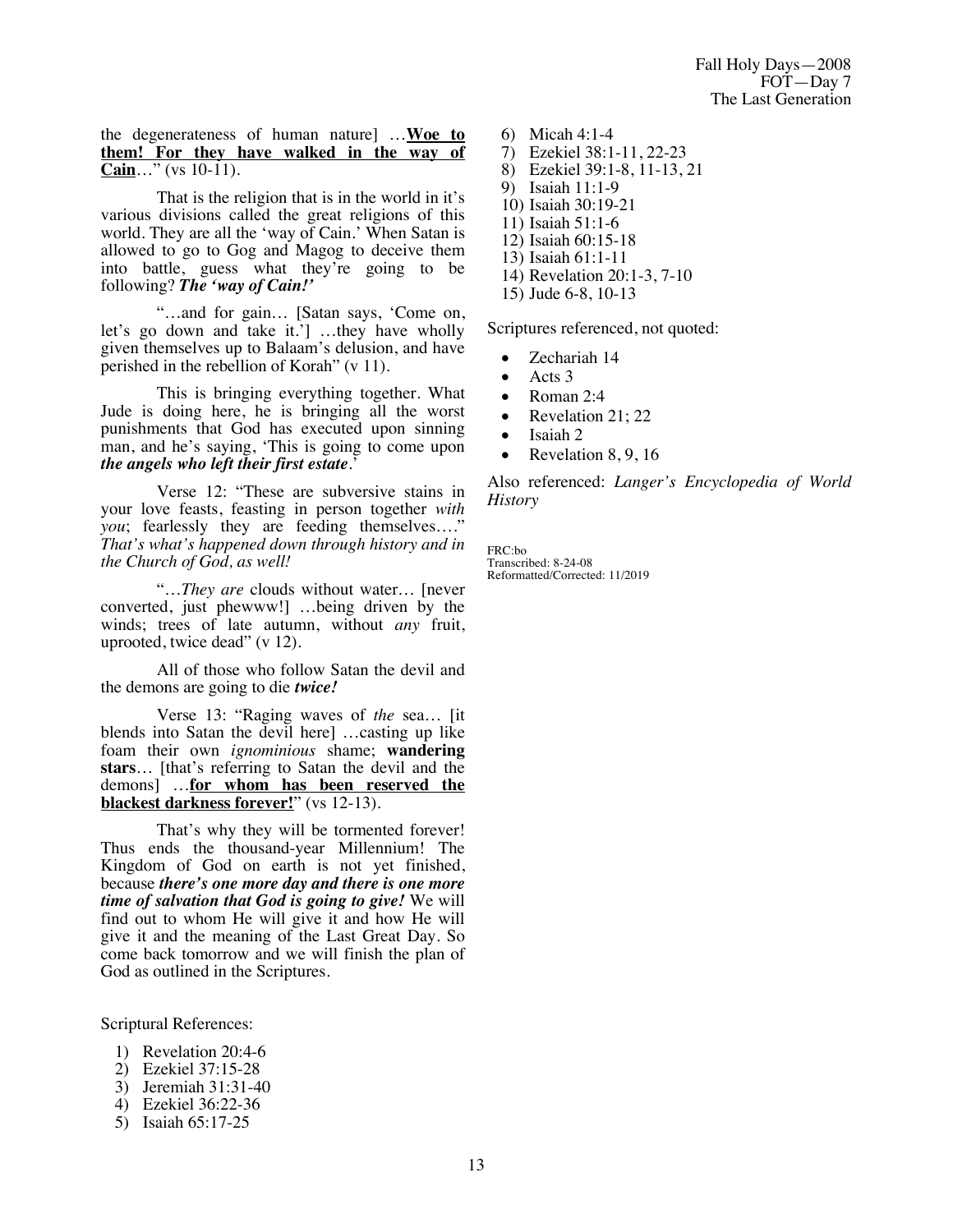the degenerateness of human nature] …**<u>Woe to them! For they have walked in the way of Cain</u>**…" (vs 10-11).

That is the religion that is in the world in it's various divisions called the great religions of this world. They are all the 'way of Cain.' When Satan is allowed to go to Gog and Magog to deceive them into battle, guess what they're going to be following? ***The 'way of Cain!'***

"…and for gain… [Satan says, 'Come on, let's go down and take it.'] …they have wholly given themselves up to Balaam's delusion, and have perished in the rebellion of Korah" (v 11).

This is bringing everything together. What Jude is doing here, he is bringing all the worst punishments that God has executed upon sinning man, and he's saying, 'This is going to come upon ***the angels who left their first estate***.'

Verse 12: "These are subversive stains in your love feasts, feasting in person together *with you*; fearlessly they are feeding themselves…." *That's what's happened down through history and in the Church of God, as well!*

"…*They are* clouds without water… [never converted, just phewww!] …being driven by the winds; trees of late autumn, without *any* fruit, uprooted, twice dead" (v 12).

All of those who follow Satan the devil and the demons are going to die ***twice!***

Verse 13: "Raging waves of *the* sea… [it blends into Satan the devil here] …casting up like foam their own *ignominious* shame; **wandering stars**… [that's referring to Satan the devil and the demons] …**<u>for whom has been reserved the blackest darkness forever!</u>**" (vs 12-13).

That's why they will be tormented forever! Thus ends the thousand-year Millennium! The Kingdom of God on earth is not yet finished, because ***there's one more day and there is one more time of salvation that God is going to give!*** We will find out to whom He will give it and how He will give it and the meaning of the Last Great Day. So come back tomorrow and we will finish the plan of God as outlined in the Scriptures.

Scriptural References:

1) Revelation 20:4-6
2) Ezekiel 37:15-28
3) Jeremiah 31:31-40
4) Ezekiel 36:22-36
5) Isaiah 65:17-25
6) Micah 4:1-4
7) Ezekiel 38:1-11, 22-23
8) Ezekiel 39:1-8, 11-13, 21
9) Isaiah 11:1-9
10) Isaiah 30:19-21
11) Isaiah 51:1-6
12) Isaiah 60:15-18
13) Isaiah 61:1-11
14) Revelation 20:1-3, 7-10
15) Jude 6-8, 10-13

Scriptures referenced, not quoted:

- Zechariah 14
- Acts 3
- Roman 2:4
- Revelation 21; 22
- Isaiah 2
- Revelation 8, 9, 16

Also referenced: *Langer's Encyclopedia of World History*

FRC:bo
Transcribed: 8-24-08
Reformatted/Corrected: 11/2019